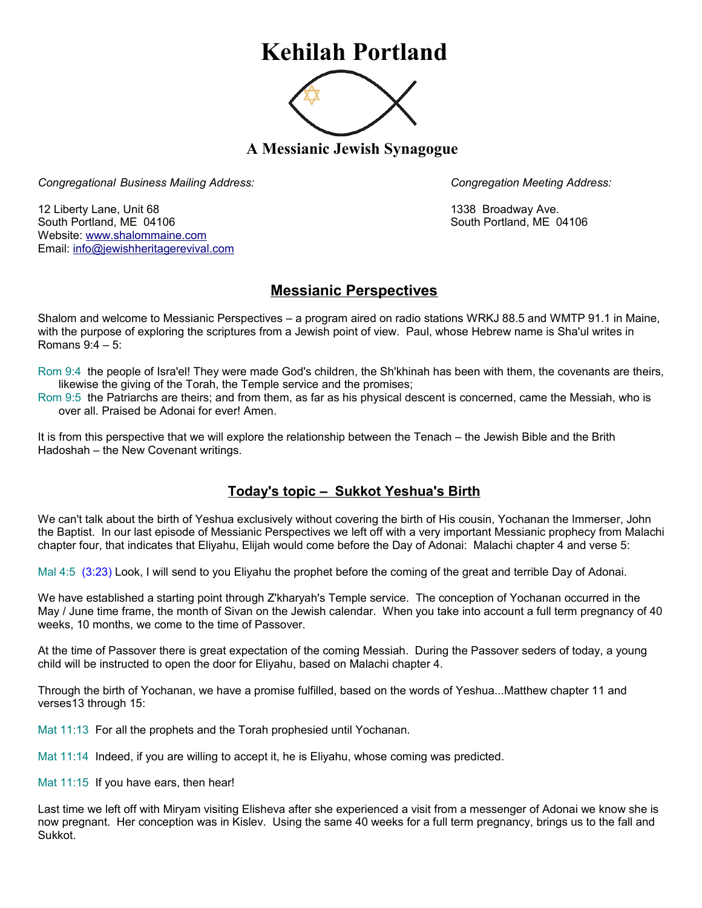# Kehilah Portland

### A Messianic Jewish Synagogue

*Congregational Business Mailing Address:*

12 Liberty Lane, Unit 68
South Portland, ME 04106
Website: www.shalommaine.com
Email: info@jewishheritagerevival.com

*Congregation Meeting Address:*

1338 Broadway Ave.
South Portland, ME 04106

## Messianic Perspectives

Shalom and welcome to Messianic Perspectives – a program aired on radio stations WRKJ 88.5 and WMTP 91.1 in Maine, with the purpose of exploring the scriptures from a Jewish point of view. Paul, whose Hebrew name is Sha'ul writes in Romans 9:4 – 5:

Rom 9:4 the people of Isra'el! They were made God's children, the Sh'khinah has been with them, the covenants are theirs, likewise the giving of the Torah, the Temple service and the promises;
Rom 9:5 the Patriarchs are theirs; and from them, as far as his physical descent is concerned, came the Messiah, who is over all. Praised be Adonai for ever! Amen.

It is from this perspective that we will explore the relationship between the Tenach – the Jewish Bible and the Brith Hadoshah – the New Covenant writings.

## Today's topic – Sukkot Yeshua's Birth

We can't talk about the birth of Yeshua exclusively without covering the birth of His cousin, Yochanan the Immerser, John the Baptist. In our last episode of Messianic Perspectives we left off with a very important Messianic prophecy from Malachi chapter four, that indicates that Eliyahu, Elijah would come before the Day of Adonai: Malachi chapter 4 and verse 5:

Mal 4:5 (3:23) Look, I will send to you Eliyahu the prophet before the coming of the great and terrible Day of Adonai.

We have established a starting point through Z'kharyah's Temple service. The conception of Yochanan occurred in the May / June time frame, the month of Sivan on the Jewish calendar. When you take into account a full term pregnancy of 40 weeks, 10 months, we come to the time of Passover.

At the time of Passover there is great expectation of the coming Messiah. During the Passover seders of today, a young child will be instructed to open the door for Eliyahu, based on Malachi chapter 4.

Through the birth of Yochanan, we have a promise fulfilled, based on the words of Yeshua...Matthew chapter 11 and verses13 through 15:

Mat 11:13 For all the prophets and the Torah prophesied until Yochanan.

Mat 11:14 Indeed, if you are willing to accept it, he is Eliyahu, whose coming was predicted.

Mat 11:15 If you have ears, then hear!

Last time we left off with Miryam visiting Elisheva after she experienced a visit from a messenger of Adonai we know she is now pregnant. Her conception was in Kislev. Using the same 40 weeks for a full term pregnancy, brings us to the fall and Sukkot.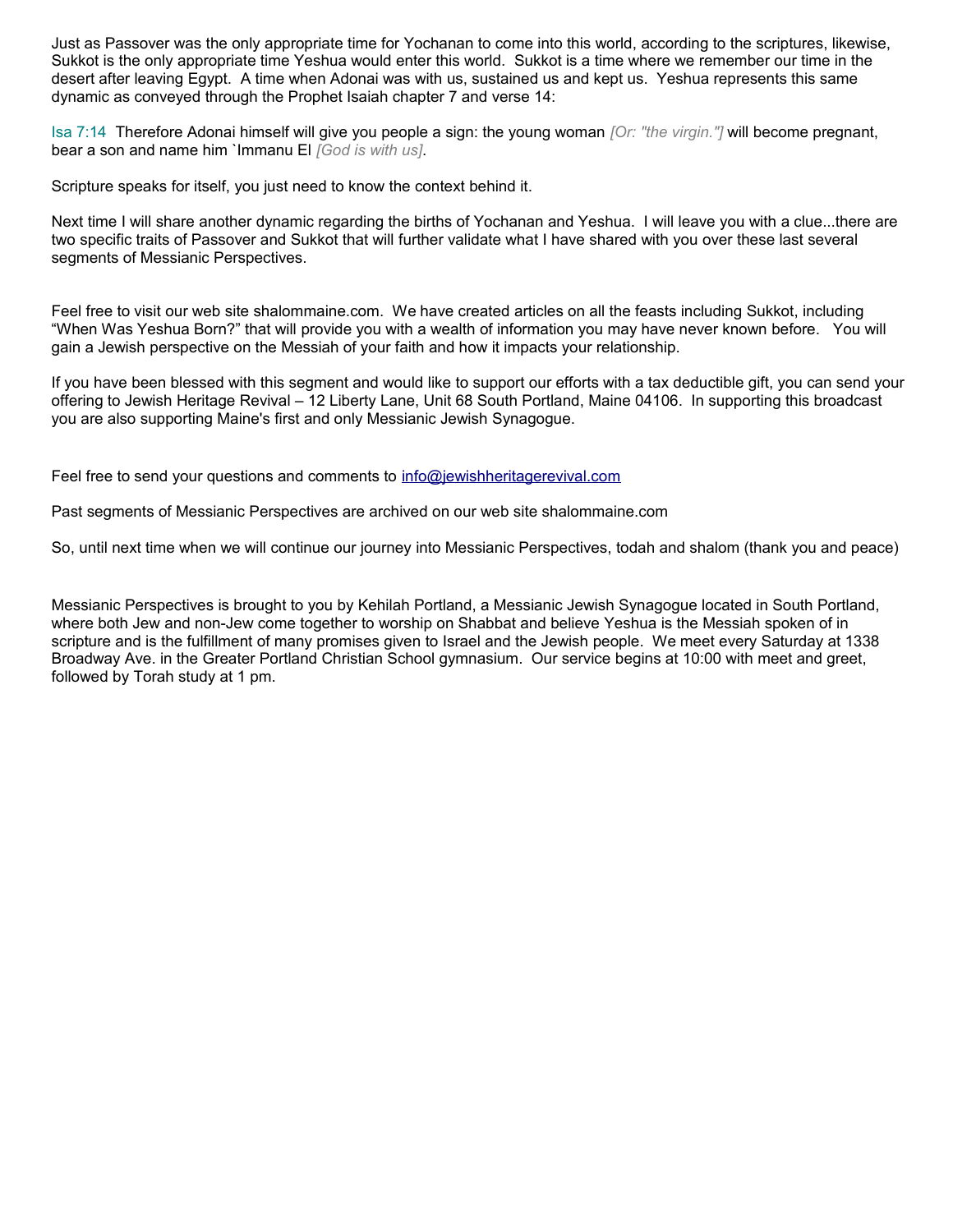Just as Passover was the only appropriate time for Yochanan to come into this world, according to the scriptures, likewise, Sukkot is the only appropriate time Yeshua would enter this world. Sukkot is a time where we remember our time in the desert after leaving Egypt. A time when Adonai was with us, sustained us and kept us. Yeshua represents this same dynamic as conveyed through the Prophet Isaiah chapter 7 and verse 14:

Isa 7:14 Therefore Adonai himself will give you people a sign: the young woman *[Or: "the virgin."]* will become pregnant, bear a son and name him `Immanu El *[God is with us]*.

Scripture speaks for itself, you just need to know the context behind it.

Next time I will share another dynamic regarding the births of Yochanan and Yeshua. I will leave you with a clue...there are two specific traits of Passover and Sukkot that will further validate what I have shared with you over these last several segments of Messianic Perspectives.

Feel free to visit our web site shalommaine.com. We have created articles on all the feasts including Sukkot, including "When Was Yeshua Born?" that will provide you with a wealth of information you may have never known before. You will gain a Jewish perspective on the Messiah of your faith and how it impacts your relationship.

If you have been blessed with this segment and would like to support our efforts with a tax deductible gift, you can send your offering to Jewish Heritage Revival – 12 Liberty Lane, Unit 68 South Portland, Maine 04106. In supporting this broadcast you are also supporting Maine's first and only Messianic Jewish Synagogue.

Feel free to send your questions and comments to info@jewishheritagerevival.com

Past segments of Messianic Perspectives are archived on our web site shalommaine.com

So, until next time when we will continue our journey into Messianic Perspectives, todah and shalom (thank you and peace)

Messianic Perspectives is brought to you by Kehilah Portland, a Messianic Jewish Synagogue located in South Portland, where both Jew and non-Jew come together to worship on Shabbat and believe Yeshua is the Messiah spoken of in scripture and is the fulfillment of many promises given to Israel and the Jewish people. We meet every Saturday at 1338 Broadway Ave. in the Greater Portland Christian School gymnasium. Our service begins at 10:00 with meet and greet, followed by Torah study at 1 pm.